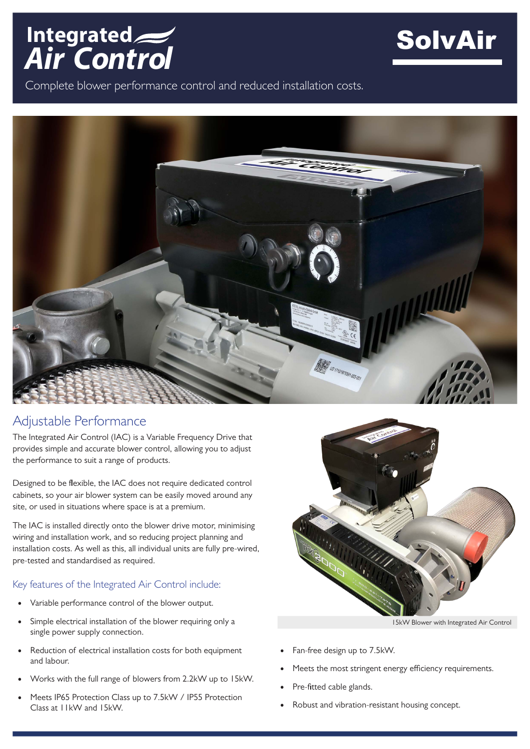# Integrated Air Control

**SolvAir**

Complete blower performance control and reduced installation costs.

## Adjustable Performance

The Integrated Air Control (IAC) is a Variable Frequency Drive that provides simple and accurate blower control, allowing you to adjust the performance to suit a range of products.

Designed to be flexible, the IAC does not require dedicated control cabinets, so your air blower system can be easily moved around any site, or used in situations where space is at a premium.

The IAC is installed directly onto the blower drive motor, minimising wiring and installation work, and so reducing project planning and installation costs. As well as this, all individual units are fully pre-wired, pre-tested and standardised as required.

### Key features of the Integrated Air Control include:

- Variable performance control of the blower output.
- Simple electrical installation of the blower requiring only a single power supply connection.
- Reduction of electrical installation costs for both equipment and labour.
- Works with the full range of blowers from 2.2kW up to 15kW.
- Meets IP65 Protection Class up to 7.5kW / IP55 Protection Class at 11kW and 15kW.
- Fan-free design up to 7.5kW.
- Meets the most stringent energy efficiency requirements.
- Pre-fitted cable glands.
- Robust and vibration-resistant housing concept.

15kW Blower with Integrated Air Control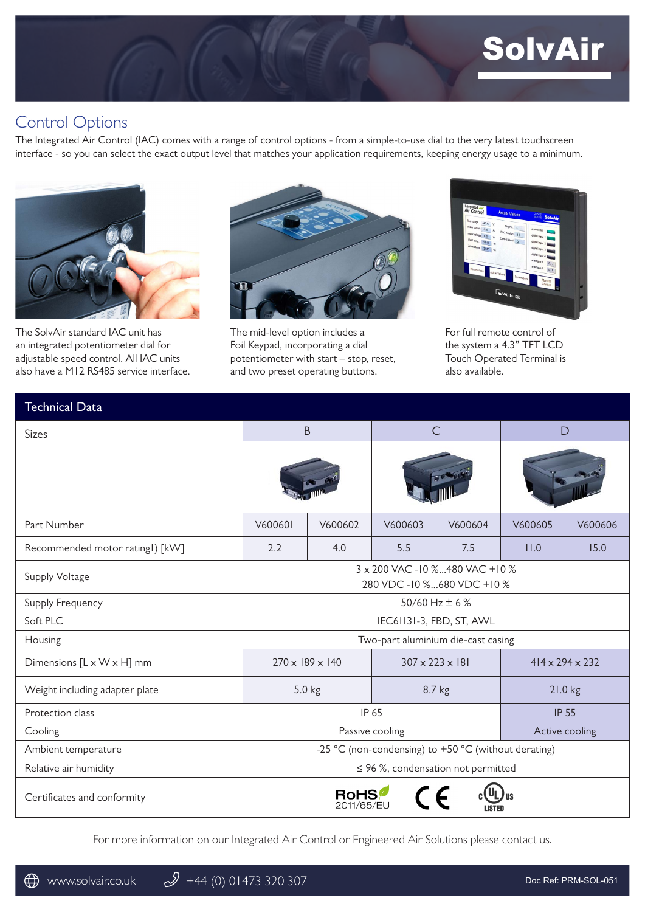# SolvAir

## Control Options

The Integrated Air Control (IAC) comes with a range of control options - from a simple-to-use dial to the very latest touchscreen interface - so you can select the exact output level that matches your application requirements, keeping energy usage to a minimum.

The SolvAir standard IAC unit has an integrated potentiometer dial for adjustable speed control. All IAC units also have a M12 RS485 service interface.

The mid-level option includes a Foil Keypad, incorporating a dial potentiometer with start – stop, reset, and two preset operating buttons.

For full remote control of the system a 4.3" TFT LCD Touch Operated Terminal is also available.

## Technical Data

| Sizes | B | | C | | D | |
|---|---|---|---|---|---|---|
| Part Number | V600601 | V600602 | V600603 | V600604 | V600605 | V600606 |
| Recommended motor rating1) [kW] | 2.2 | 4.0 | 5.5 | 7.5 | 11.0 | 15.0 |
| Supply Voltage | 3 x 200 VAC -10 %...480 VAC +10 %<br>280 VDC -10 %...680 VDC +10 % | | | | | |
| Supply Frequency | 50/60 Hz ± 6 % | | | | | |
| Soft PLC | IEC61131-3, FBD, ST, AWL | | | | | |
| Housing | Two-part aluminium die-cast casing | | | | | |
| Dimensions [L x W x H] mm | 270 x 189 x 140 | | 307 x 223 x 181 | | 414 x 294 x 232 | |
| Weight including adapter plate | 5.0 kg | | 8.7 kg | | 21.0 kg | |
| Protection class | IP 65 | | | | IP 55 | |
| Cooling | Passive cooling | | | | Active cooling | |
| Ambient temperature | -25 °C (non-condensing) to +50 °C (without derating) | | | | | |
| Relative air humidity | ≤ 96 %, condensation not permitted | | | | | |
| Certificates and conformity | RoHS 2011/65/EU, CE, cULus LISTED | | | | | |

For more information on our Integrated Air Control or Engineered Air Solutions please contact us.

www.solvair.co.uk +44 (0) 01473 320 307 Doc Ref: PRM-SOL-051